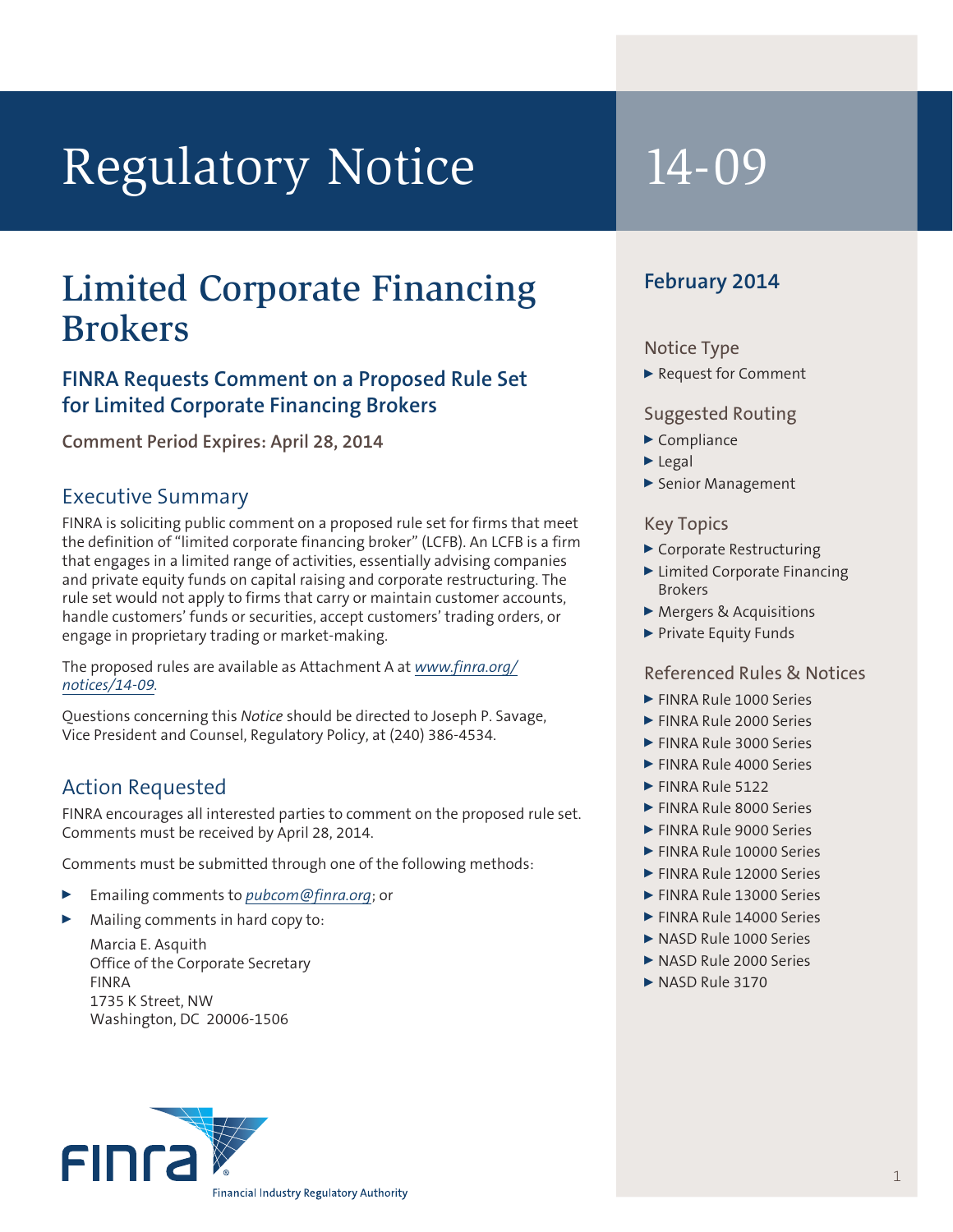# Regulatory Notice 14-09

## Limited Corporate Financing Brokers

### FINRA Requests Comment on a Proposed Rule Set for Limited Corporate Financing Brokers

**Comment Period Expires: April 28, 2014**

**February 2014**

**Notice Type**
- Request for Comment

**Suggested Routing**
- Compliance
- Legal
- Senior Management

**Key Topics**
- Corporate Restructuring
- Limited Corporate Financing Brokers
- Mergers & Acquisitions
- Private Equity Funds

**Referenced Rules & Notices**
- FINRA Rule 1000 Series
- FINRA Rule 2000 Series
- FINRA Rule 3000 Series
- FINRA Rule 4000 Series
- FINRA Rule 5122
- FINRA Rule 8000 Series
- FINRA Rule 9000 Series
- FINRA Rule 10000 Series
- FINRA Rule 12000 Series
- FINRA Rule 13000 Series
- FINRA Rule 14000 Series
- NASD Rule 1000 Series
- NASD Rule 2000 Series
- NASD Rule 3170

## Executive Summary

FINRA is soliciting public comment on a proposed rule set for firms that meet the definition of "limited corporate financing broker" (LCFB). An LCFB is a firm that engages in a limited range of activities, essentially advising companies and private equity funds on capital raising and corporate restructuring. The rule set would not apply to firms that carry or maintain customer accounts, handle customers' funds or securities, accept customers' trading orders, or engage in proprietary trading or market-making.

The proposed rules are available as Attachment A at *www.finra.org/notices/14-09*.

Questions concerning this *Notice* should be directed to Joseph P. Savage, Vice President and Counsel, Regulatory Policy, at (240) 386-4534.

## Action Requested

FINRA encourages all interested parties to comment on the proposed rule set. Comments must be received by April 28, 2014.

Comments must be submitted through one of the following methods:

- Emailing comments to *pubcom@finra.org*; or
- Mailing comments in hard copy to:

  Marcia E. Asquith
  Office of the Corporate Secretary
  FINRA
  1735 K Street, NW
  Washington, DC 20006-1506

FINRA
Financial Industry Regulatory Authority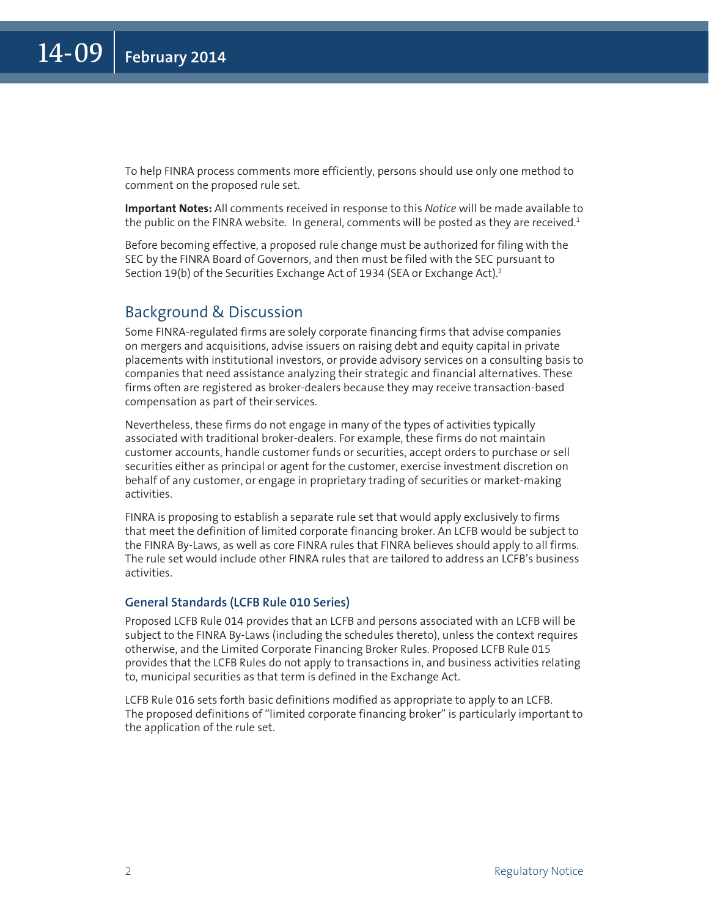To help FINRA process comments more efficiently, persons should use only one method to comment on the proposed rule set.

**Important Notes:** All comments received in response to this *Notice* will be made available to the public on the FINRA website. In general, comments will be posted as they are received.[1]

Before becoming effective, a proposed rule change must be authorized for filing with the SEC by the FINRA Board of Governors, and then must be filed with the SEC pursuant to Section 19(b) of the Securities Exchange Act of 1934 (SEA or Exchange Act).[2]

## Background & Discussion

Some FINRA-regulated firms are solely corporate financing firms that advise companies on mergers and acquisitions, advise issuers on raising debt and equity capital in private placements with institutional investors, or provide advisory services on a consulting basis to companies that need assistance analyzing their strategic and financial alternatives. These firms often are registered as broker-dealers because they may receive transaction-based compensation as part of their services.

Nevertheless, these firms do not engage in many of the types of activities typically associated with traditional broker-dealers. For example, these firms do not maintain customer accounts, handle customer funds or securities, accept orders to purchase or sell securities either as principal or agent for the customer, exercise investment discretion on behalf of any customer, or engage in proprietary trading of securities or market-making activities.

FINRA is proposing to establish a separate rule set that would apply exclusively to firms that meet the definition of limited corporate financing broker. An LCFB would be subject to the FINRA By-Laws, as well as core FINRA rules that FINRA believes should apply to all firms. The rule set would include other FINRA rules that are tailored to address an LCFB's business activities.

### General Standards (LCFB Rule 010 Series)

Proposed LCFB Rule 014 provides that an LCFB and persons associated with an LCFB will be subject to the FINRA By-Laws (including the schedules thereto), unless the context requires otherwise, and the Limited Corporate Financing Broker Rules. Proposed LCFB Rule 015 provides that the LCFB Rules do not apply to transactions in, and business activities relating to, municipal securities as that term is defined in the Exchange Act.

LCFB Rule 016 sets forth basic definitions modified as appropriate to apply to an LCFB. The proposed definitions of "limited corporate financing broker" is particularly important to the application of the rule set.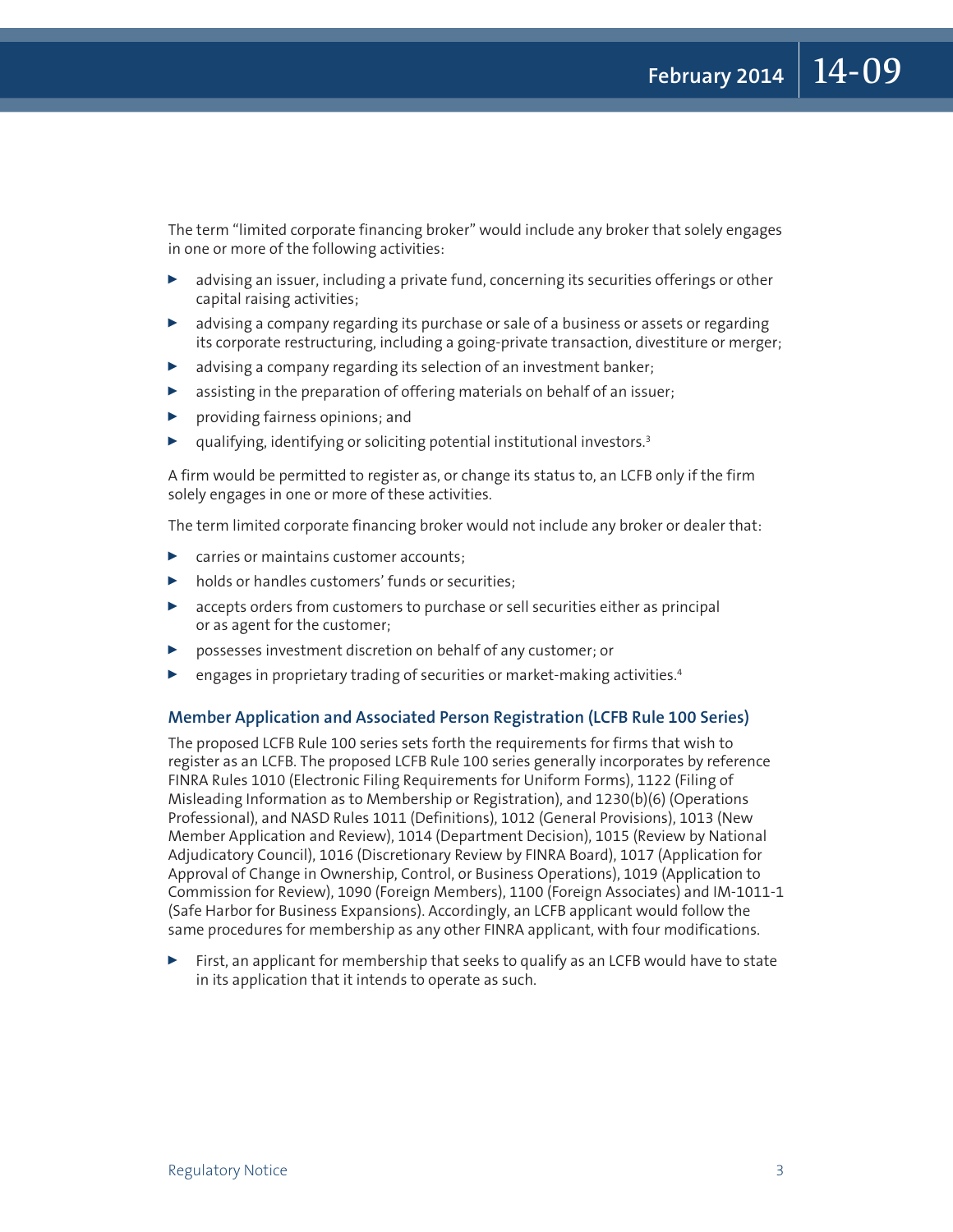The term "limited corporate financing broker" would include any broker that solely engages in one or more of the following activities:

- advising an issuer, including a private fund, concerning its securities offerings or other capital raising activities;
- advising a company regarding its purchase or sale of a business or assets or regarding its corporate restructuring, including a going-private transaction, divestiture or merger;
- advising a company regarding its selection of an investment banker;
- assisting in the preparation of offering materials on behalf of an issuer;
- providing fairness opinions; and
- qualifying, identifying or soliciting potential institutional investors.[3]

A firm would be permitted to register as, or change its status to, an LCFB only if the firm solely engages in one or more of these activities.

The term limited corporate financing broker would not include any broker or dealer that:

- carries or maintains customer accounts;
- holds or handles customers' funds or securities;
- accepts orders from customers to purchase or sell securities either as principal or as agent for the customer;
- possesses investment discretion on behalf of any customer; or
- engages in proprietary trading of securities or market-making activities.[4]

### Member Application and Associated Person Registration (LCFB Rule 100 Series)

The proposed LCFB Rule 100 series sets forth the requirements for firms that wish to register as an LCFB. The proposed LCFB Rule 100 series generally incorporates by reference FINRA Rules 1010 (Electronic Filing Requirements for Uniform Forms), 1122 (Filing of Misleading Information as to Membership or Registration), and 1230(b)(6) (Operations Professional), and NASD Rules 1011 (Definitions), 1012 (General Provisions), 1013 (New Member Application and Review), 1014 (Department Decision), 1015 (Review by National Adjudicatory Council), 1016 (Discretionary Review by FINRA Board), 1017 (Application for Approval of Change in Ownership, Control, or Business Operations), 1019 (Application to Commission for Review), 1090 (Foreign Members), 1100 (Foreign Associates) and IM-1011-1 (Safe Harbor for Business Expansions). Accordingly, an LCFB applicant would follow the same procedures for membership as any other FINRA applicant, with four modifications.

- First, an applicant for membership that seeks to qualify as an LCFB would have to state in its application that it intends to operate as such.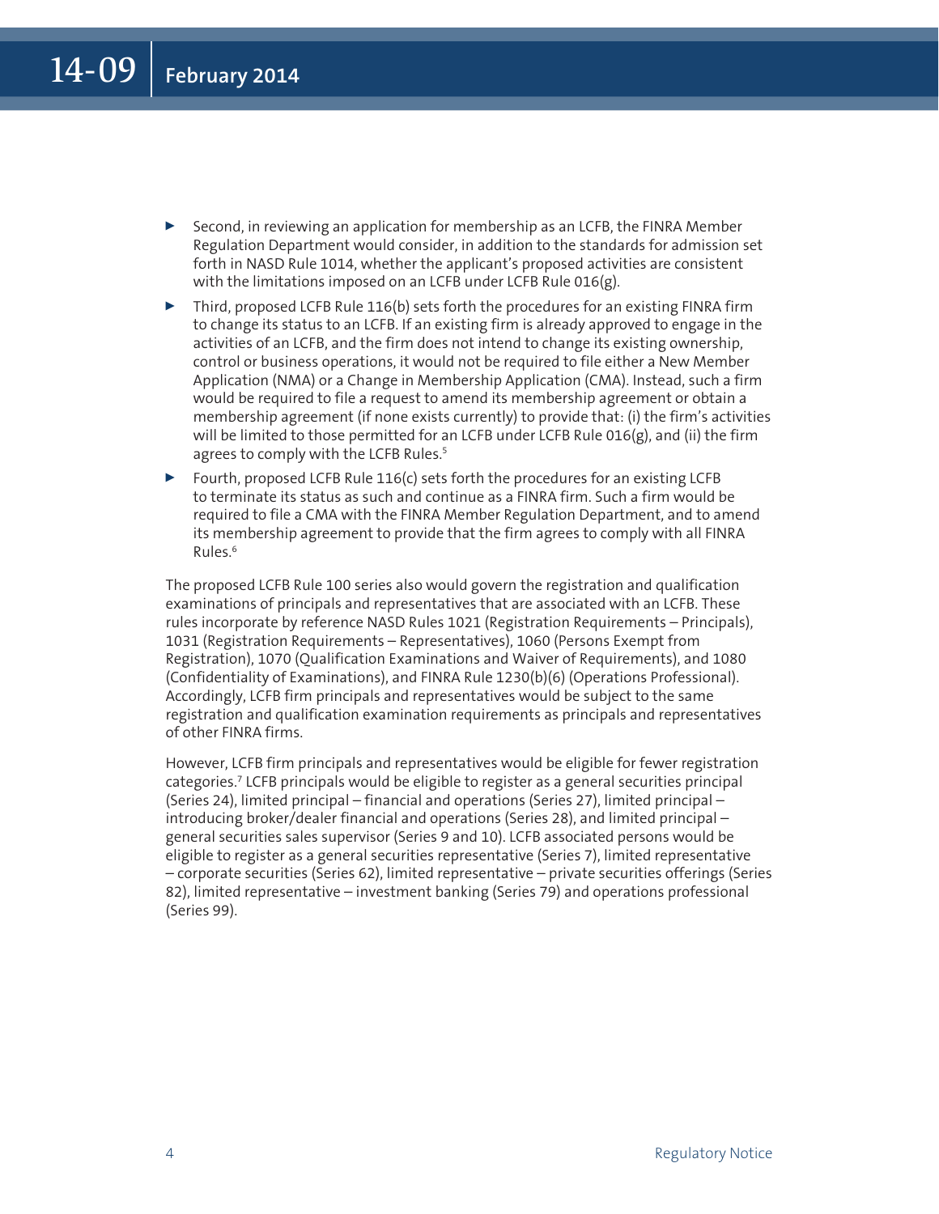- Second, in reviewing an application for membership as an LCFB, the FINRA Member Regulation Department would consider, in addition to the standards for admission set forth in NASD Rule 1014, whether the applicant's proposed activities are consistent with the limitations imposed on an LCFB under LCFB Rule 016(g).
- Third, proposed LCFB Rule 116(b) sets forth the procedures for an existing FINRA firm to change its status to an LCFB. If an existing firm is already approved to engage in the activities of an LCFB, and the firm does not intend to change its existing ownership, control or business operations, it would not be required to file either a New Member Application (NMA) or a Change in Membership Application (CMA). Instead, such a firm would be required to file a request to amend its membership agreement or obtain a membership agreement (if none exists currently) to provide that: (i) the firm's activities will be limited to those permitted for an LCFB under LCFB Rule 016(g), and (ii) the firm agrees to comply with the LCFB Rules.[5]
- Fourth, proposed LCFB Rule 116(c) sets forth the procedures for an existing LCFB to terminate its status as such and continue as a FINRA firm. Such a firm would be required to file a CMA with the FINRA Member Regulation Department, and to amend its membership agreement to provide that the firm agrees to comply with all FINRA Rules.[6]

The proposed LCFB Rule 100 series also would govern the registration and qualification examinations of principals and representatives that are associated with an LCFB. These rules incorporate by reference NASD Rules 1021 (Registration Requirements – Principals), 1031 (Registration Requirements – Representatives), 1060 (Persons Exempt from Registration), 1070 (Qualification Examinations and Waiver of Requirements), and 1080 (Confidentiality of Examinations), and FINRA Rule 1230(b)(6) (Operations Professional). Accordingly, LCFB firm principals and representatives would be subject to the same registration and qualification examination requirements as principals and representatives of other FINRA firms.

However, LCFB firm principals and representatives would be eligible for fewer registration categories.[7] LCFB principals would be eligible to register as a general securities principal (Series 24), limited principal – financial and operations (Series 27), limited principal – introducing broker/dealer financial and operations (Series 28), and limited principal – general securities sales supervisor (Series 9 and 10). LCFB associated persons would be eligible to register as a general securities representative (Series 7), limited representative – corporate securities (Series 62), limited representative – private securities offerings (Series 82), limited representative – investment banking (Series 79) and operations professional (Series 99).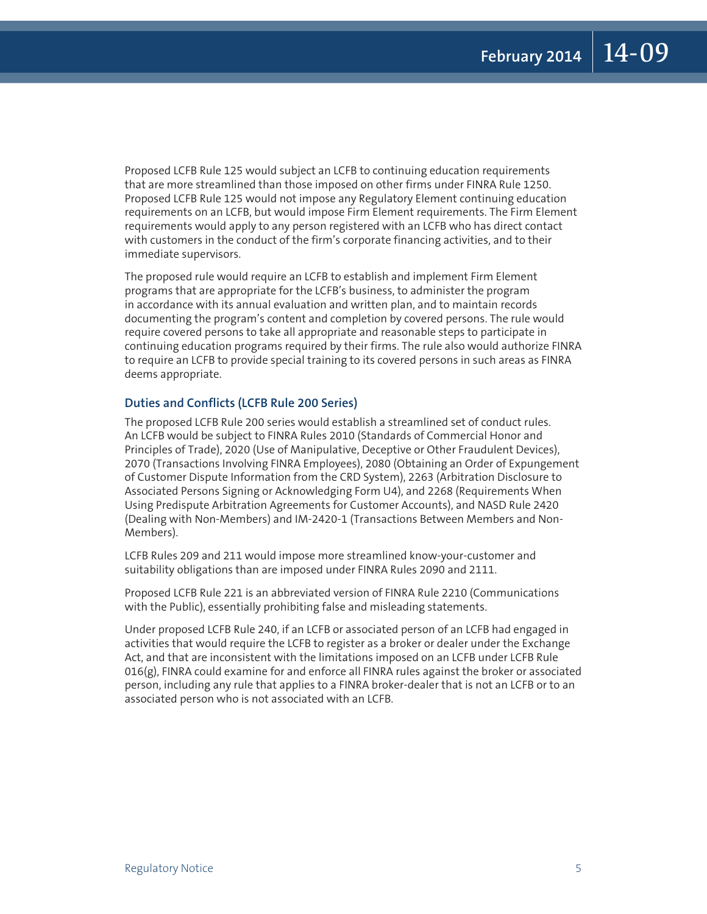Proposed LCFB Rule 125 would subject an LCFB to continuing education requirements that are more streamlined than those imposed on other firms under FINRA Rule 1250. Proposed LCFB Rule 125 would not impose any Regulatory Element continuing education requirements on an LCFB, but would impose Firm Element requirements. The Firm Element requirements would apply to any person registered with an LCFB who has direct contact with customers in the conduct of the firm's corporate financing activities, and to their immediate supervisors.

The proposed rule would require an LCFB to establish and implement Firm Element programs that are appropriate for the LCFB's business, to administer the program in accordance with its annual evaluation and written plan, and to maintain records documenting the program's content and completion by covered persons. The rule would require covered persons to take all appropriate and reasonable steps to participate in continuing education programs required by their firms. The rule also would authorize FINRA to require an LCFB to provide special training to its covered persons in such areas as FINRA deems appropriate.

### Duties and Conflicts (LCFB Rule 200 Series)

The proposed LCFB Rule 200 series would establish a streamlined set of conduct rules. An LCFB would be subject to FINRA Rules 2010 (Standards of Commercial Honor and Principles of Trade), 2020 (Use of Manipulative, Deceptive or Other Fraudulent Devices), 2070 (Transactions Involving FINRA Employees), 2080 (Obtaining an Order of Expungement of Customer Dispute Information from the CRD System), 2263 (Arbitration Disclosure to Associated Persons Signing or Acknowledging Form U4), and 2268 (Requirements When Using Predispute Arbitration Agreements for Customer Accounts), and NASD Rule 2420 (Dealing with Non-Members) and IM-2420-1 (Transactions Between Members and Non-Members).

LCFB Rules 209 and 211 would impose more streamlined know-your-customer and suitability obligations than are imposed under FINRA Rules 2090 and 2111.

Proposed LCFB Rule 221 is an abbreviated version of FINRA Rule 2210 (Communications with the Public), essentially prohibiting false and misleading statements.

Under proposed LCFB Rule 240, if an LCFB or associated person of an LCFB had engaged in activities that would require the LCFB to register as a broker or dealer under the Exchange Act, and that are inconsistent with the limitations imposed on an LCFB under LCFB Rule 016(g), FINRA could examine for and enforce all FINRA rules against the broker or associated person, including any rule that applies to a FINRA broker-dealer that is not an LCFB or to an associated person who is not associated with an LCFB.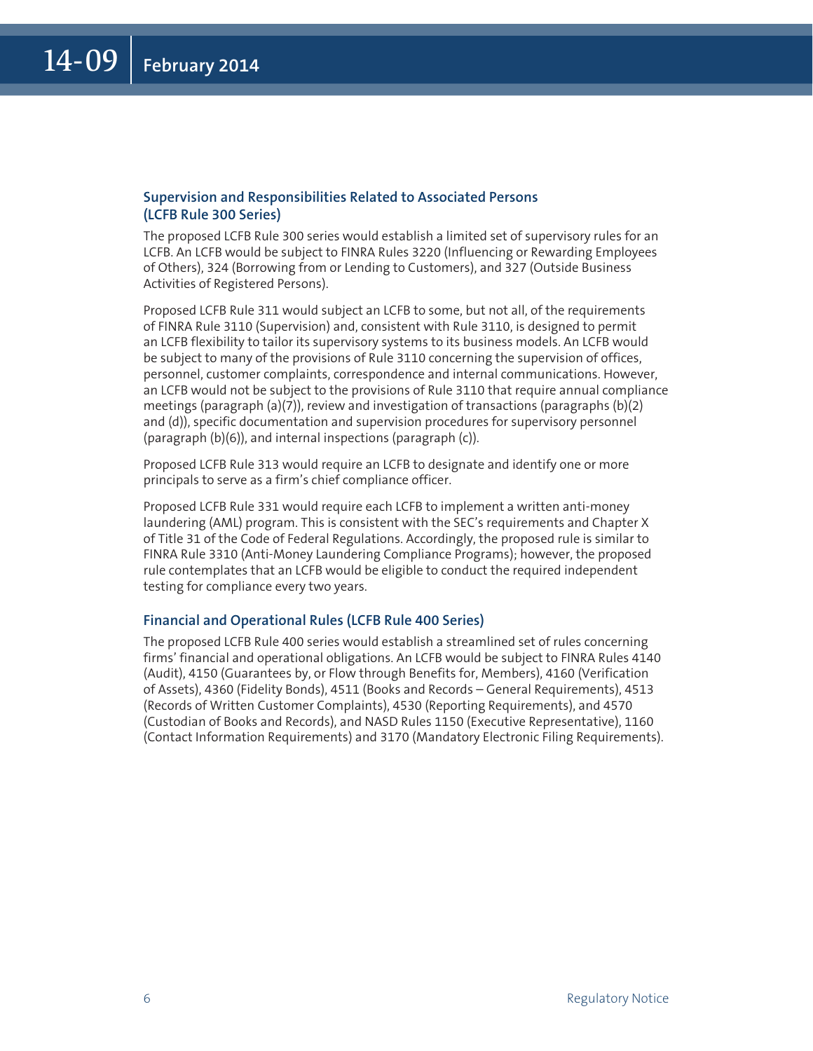### Supervision and Responsibilities Related to Associated Persons (LCFB Rule 300 Series)

The proposed LCFB Rule 300 series would establish a limited set of supervisory rules for an LCFB. An LCFB would be subject to FINRA Rules 3220 (Influencing or Rewarding Employees of Others), 324 (Borrowing from or Lending to Customers), and 327 (Outside Business Activities of Registered Persons).

Proposed LCFB Rule 311 would subject an LCFB to some, but not all, of the requirements of FINRA Rule 3110 (Supervision) and, consistent with Rule 3110, is designed to permit an LCFB flexibility to tailor its supervisory systems to its business models. An LCFB would be subject to many of the provisions of Rule 3110 concerning the supervision of offices, personnel, customer complaints, correspondence and internal communications. However, an LCFB would not be subject to the provisions of Rule 3110 that require annual compliance meetings (paragraph (a)(7)), review and investigation of transactions (paragraphs (b)(2) and (d)), specific documentation and supervision procedures for supervisory personnel (paragraph (b)(6)), and internal inspections (paragraph (c)).

Proposed LCFB Rule 313 would require an LCFB to designate and identify one or more principals to serve as a firm's chief compliance officer.

Proposed LCFB Rule 331 would require each LCFB to implement a written anti-money laundering (AML) program. This is consistent with the SEC's requirements and Chapter X of Title 31 of the Code of Federal Regulations. Accordingly, the proposed rule is similar to FINRA Rule 3310 (Anti-Money Laundering Compliance Programs); however, the proposed rule contemplates that an LCFB would be eligible to conduct the required independent testing for compliance every two years.

### Financial and Operational Rules (LCFB Rule 400 Series)

The proposed LCFB Rule 400 series would establish a streamlined set of rules concerning firms' financial and operational obligations. An LCFB would be subject to FINRA Rules 4140 (Audit), 4150 (Guarantees by, or Flow through Benefits for, Members), 4160 (Verification of Assets), 4360 (Fidelity Bonds), 4511 (Books and Records – General Requirements), 4513 (Records of Written Customer Complaints), 4530 (Reporting Requirements), and 4570 (Custodian of Books and Records), and NASD Rules 1150 (Executive Representative), 1160 (Contact Information Requirements) and 3170 (Mandatory Electronic Filing Requirements).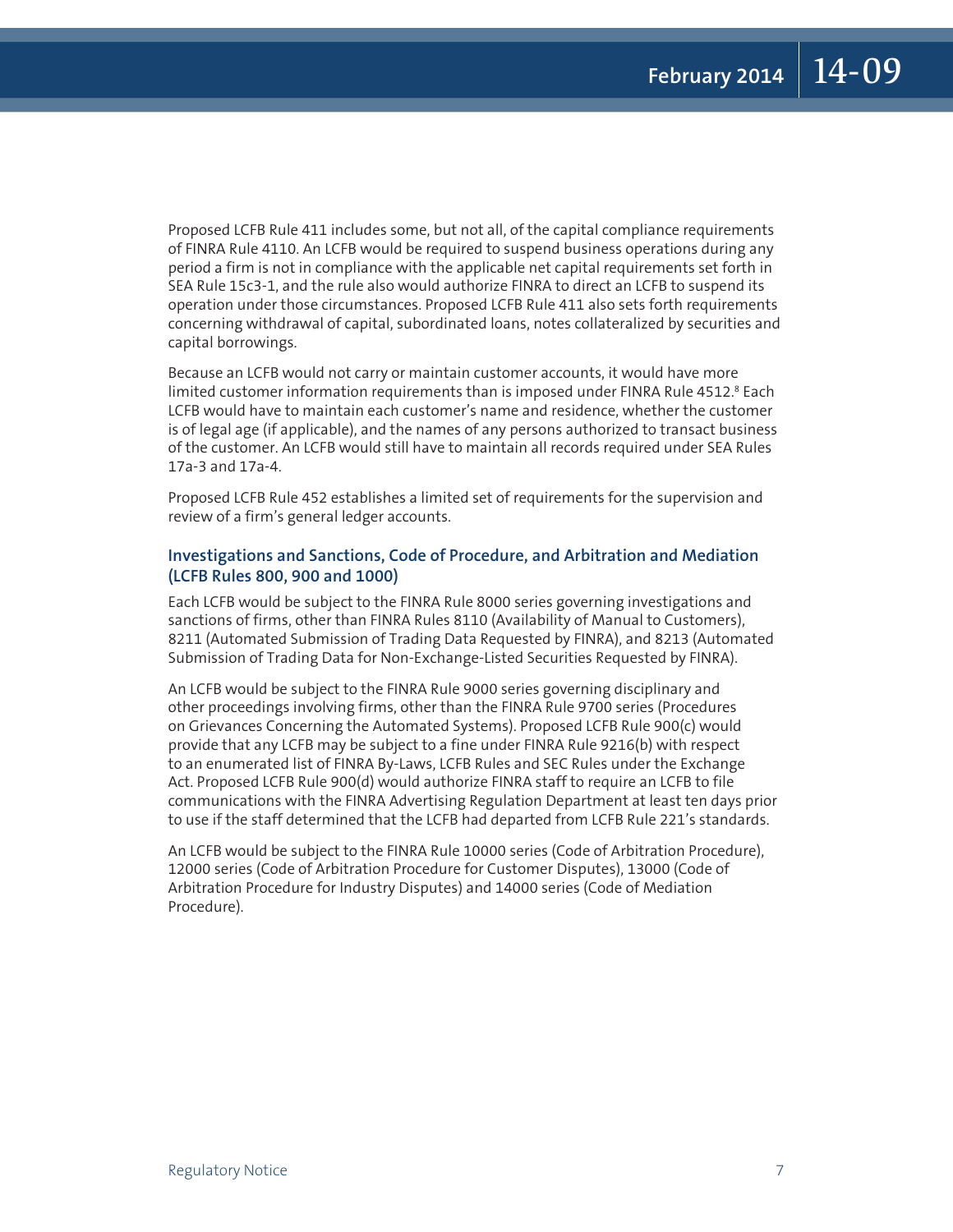Proposed LCFB Rule 411 includes some, but not all, of the capital compliance requirements of FINRA Rule 4110. An LCFB would be required to suspend business operations during any period a firm is not in compliance with the applicable net capital requirements set forth in SEA Rule 15c3-1, and the rule also would authorize FINRA to direct an LCFB to suspend its operation under those circumstances. Proposed LCFB Rule 411 also sets forth requirements concerning withdrawal of capital, subordinated loans, notes collateralized by securities and capital borrowings.

Because an LCFB would not carry or maintain customer accounts, it would have more limited customer information requirements than is imposed under FINRA Rule 4512.[8] Each LCFB would have to maintain each customer's name and residence, whether the customer is of legal age (if applicable), and the names of any persons authorized to transact business of the customer. An LCFB would still have to maintain all records required under SEA Rules 17a-3 and 17a-4.

Proposed LCFB Rule 452 establishes a limited set of requirements for the supervision and review of a firm's general ledger accounts.

### Investigations and Sanctions, Code of Procedure, and Arbitration and Mediation (LCFB Rules 800, 900 and 1000)

Each LCFB would be subject to the FINRA Rule 8000 series governing investigations and sanctions of firms, other than FINRA Rules 8110 (Availability of Manual to Customers), 8211 (Automated Submission of Trading Data Requested by FINRA), and 8213 (Automated Submission of Trading Data for Non-Exchange-Listed Securities Requested by FINRA).

An LCFB would be subject to the FINRA Rule 9000 series governing disciplinary and other proceedings involving firms, other than the FINRA Rule 9700 series (Procedures on Grievances Concerning the Automated Systems). Proposed LCFB Rule 900(c) would provide that any LCFB may be subject to a fine under FINRA Rule 9216(b) with respect to an enumerated list of FINRA By-Laws, LCFB Rules and SEC Rules under the Exchange Act. Proposed LCFB Rule 900(d) would authorize FINRA staff to require an LCFB to file communications with the FINRA Advertising Regulation Department at least ten days prior to use if the staff determined that the LCFB had departed from LCFB Rule 221's standards.

An LCFB would be subject to the FINRA Rule 10000 series (Code of Arbitration Procedure), 12000 series (Code of Arbitration Procedure for Customer Disputes), 13000 (Code of Arbitration Procedure for Industry Disputes) and 14000 series (Code of Mediation Procedure).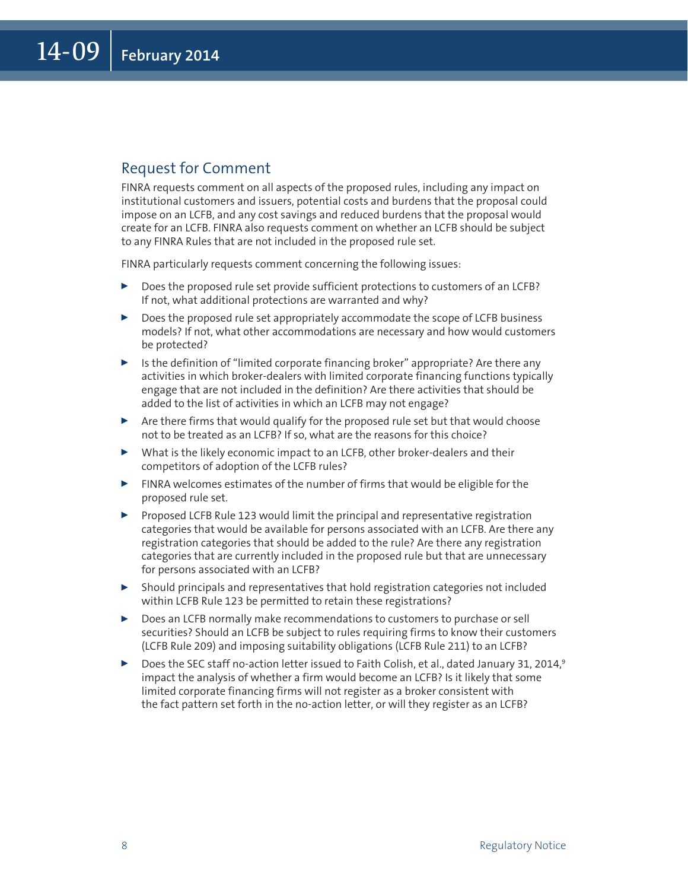## Request for Comment

FINRA requests comment on all aspects of the proposed rules, including any impact on institutional customers and issuers, potential costs and burdens that the proposal could impose on an LCFB, and any cost savings and reduced burdens that the proposal would create for an LCFB. FINRA also requests comment on whether an LCFB should be subject to any FINRA Rules that are not included in the proposed rule set.

FINRA particularly requests comment concerning the following issues:

- Does the proposed rule set provide sufficient protections to customers of an LCFB? If not, what additional protections are warranted and why?
- Does the proposed rule set appropriately accommodate the scope of LCFB business models? If not, what other accommodations are necessary and how would customers be protected?
- Is the definition of "limited corporate financing broker" appropriate? Are there any activities in which broker-dealers with limited corporate financing functions typically engage that are not included in the definition? Are there activities that should be added to the list of activities in which an LCFB may not engage?
- Are there firms that would qualify for the proposed rule set but that would choose not to be treated as an LCFB? If so, what are the reasons for this choice?
- What is the likely economic impact to an LCFB, other broker-dealers and their competitors of adoption of the LCFB rules?
- FINRA welcomes estimates of the number of firms that would be eligible for the proposed rule set.
- Proposed LCFB Rule 123 would limit the principal and representative registration categories that would be available for persons associated with an LCFB. Are there any registration categories that should be added to the rule? Are there any registration categories that are currently included in the proposed rule but that are unnecessary for persons associated with an LCFB?
- Should principals and representatives that hold registration categories not included within LCFB Rule 123 be permitted to retain these registrations?
- Does an LCFB normally make recommendations to customers to purchase or sell securities? Should an LCFB be subject to rules requiring firms to know their customers (LCFB Rule 209) and imposing suitability obligations (LCFB Rule 211) to an LCFB?
- Does the SEC staff no-action letter issued to Faith Colish, et al., dated January 31, 2014,[9] impact the analysis of whether a firm would become an LCFB? Is it likely that some limited corporate financing firms will not register as a broker consistent with the fact pattern set forth in the no-action letter, or will they register as an LCFB?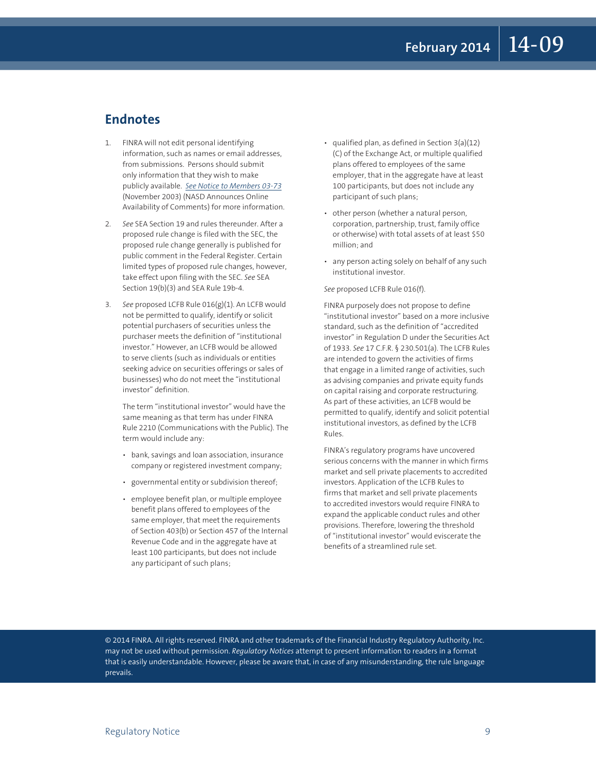## Endnotes

1. FINRA will not edit personal identifying information, such as names or email addresses, from submissions. Persons should submit only information that they wish to make publicly available. *See Notice to Members 03-73* (November 2003) (NASD Announces Online Availability of Comments) for more information.

2. *See* SEA Section 19 and rules thereunder. After a proposed rule change is filed with the SEC, the proposed rule change generally is published for public comment in the Federal Register. Certain limited types of proposed rule changes, however, take effect upon filing with the SEC. *See* SEA Section 19(b)(3) and SEA Rule 19b-4.

3. *See* proposed LCFB Rule 016(g)(1). An LCFB would not be permitted to qualify, identify or solicit potential purchasers of securities unless the purchaser meets the definition of "institutional investor." However, an LCFB would be allowed to serve clients (such as individuals or entities seeking advice on securities offerings or sales of businesses) who do not meet the "institutional investor" definition.

   The term "institutional investor" would have the same meaning as that term has under FINRA Rule 2210 (Communications with the Public). The term would include any:

   - bank, savings and loan association, insurance company or registered investment company;
   - governmental entity or subdivision thereof;
   - employee benefit plan, or multiple employee benefit plans offered to employees of the same employer, that meet the requirements of Section 403(b) or Section 457 of the Internal Revenue Code and in the aggregate have at least 100 participants, but does not include any participant of such plans;
   - qualified plan, as defined in Section 3(a)(12)(C) of the Exchange Act, or multiple qualified plans offered to employees of the same employer, that in the aggregate have at least 100 participants, but does not include any participant of such plans;
   - other person (whether a natural person, corporation, partnership, trust, family office or otherwise) with total assets of at least $50 million; and
   - any person acting solely on behalf of any such institutional investor.

   *See* proposed LCFB Rule 016(f).

   FINRA purposely does not propose to define "institutional investor" based on a more inclusive standard, such as the definition of "accredited investor" in Regulation D under the Securities Act of 1933. *See* 17 C.F.R. § 230.501(a). The LCFB Rules are intended to govern the activities of firms that engage in a limited range of activities, such as advising companies and private equity funds on capital raising and corporate restructuring. As part of these activities, an LCFB would be permitted to qualify, identify and solicit potential institutional investors, as defined by the LCFB Rules.

   FINRA's regulatory programs have uncovered serious concerns with the manner in which firms market and sell private placements to accredited investors. Application of the LCFB Rules to firms that market and sell private placements to accredited investors would require FINRA to expand the applicable conduct rules and other provisions. Therefore, lowering the threshold of "institutional investor" would eviscerate the benefits of a streamlined rule set.

© 2014 FINRA. All rights reserved. FINRA and other trademarks of the Financial Industry Regulatory Authority, Inc. may not be used without permission. *Regulatory Notices* attempt to present information to readers in a format that is easily understandable. However, please be aware that, in case of any misunderstanding, the rule language prevails.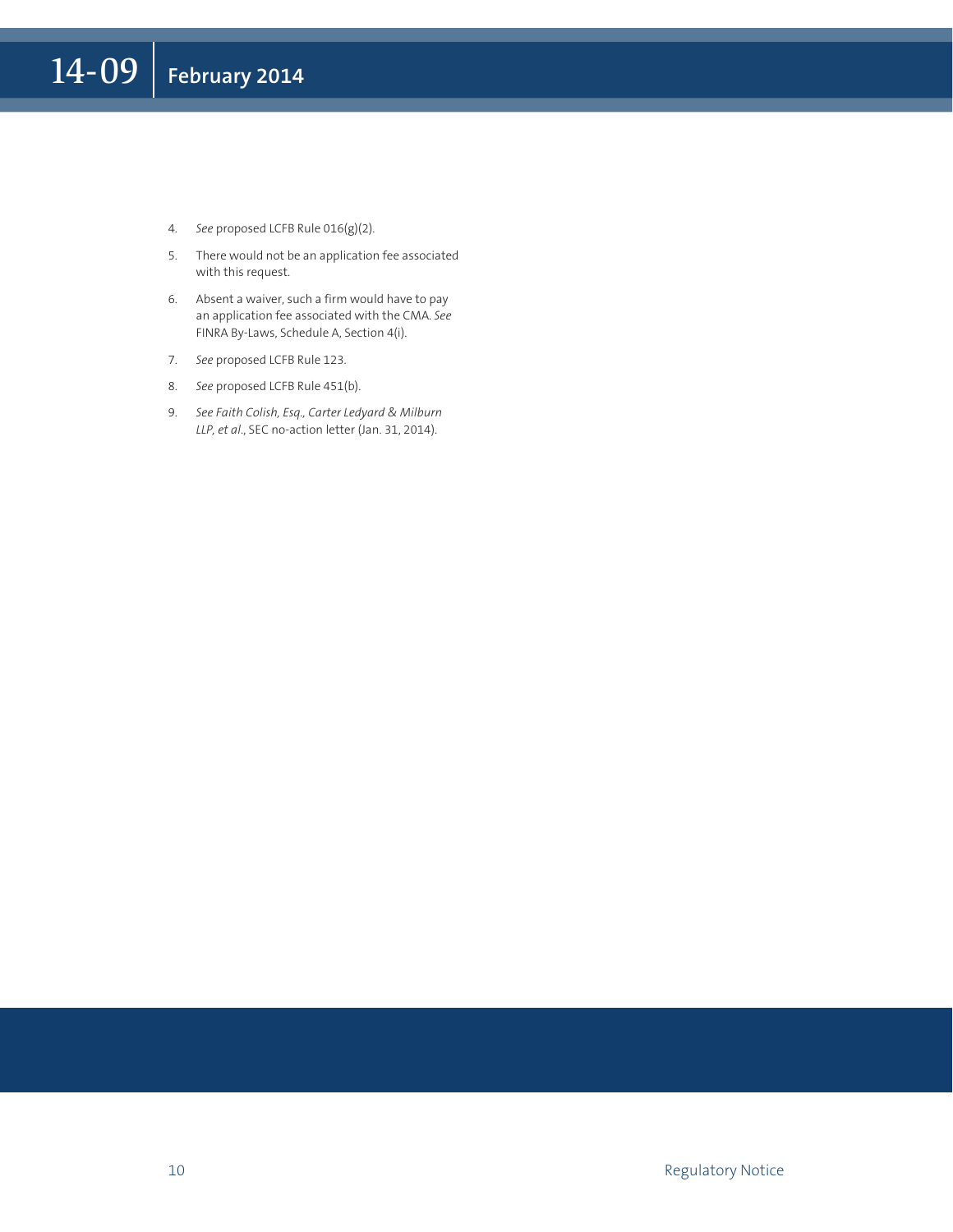4. *See* proposed LCFB Rule 016(g)(2).

5. There would not be an application fee associated with this request.

6. Absent a waiver, such a firm would have to pay an application fee associated with the CMA. *See* FINRA By-Laws, Schedule A, Section 4(i).

7. *See* proposed LCFB Rule 123.

8. *See* proposed LCFB Rule 451(b).

9. *See Faith Colish, Esq., Carter Ledyard & Milburn LLP, et al*., SEC no-action letter (Jan. 31, 2014).